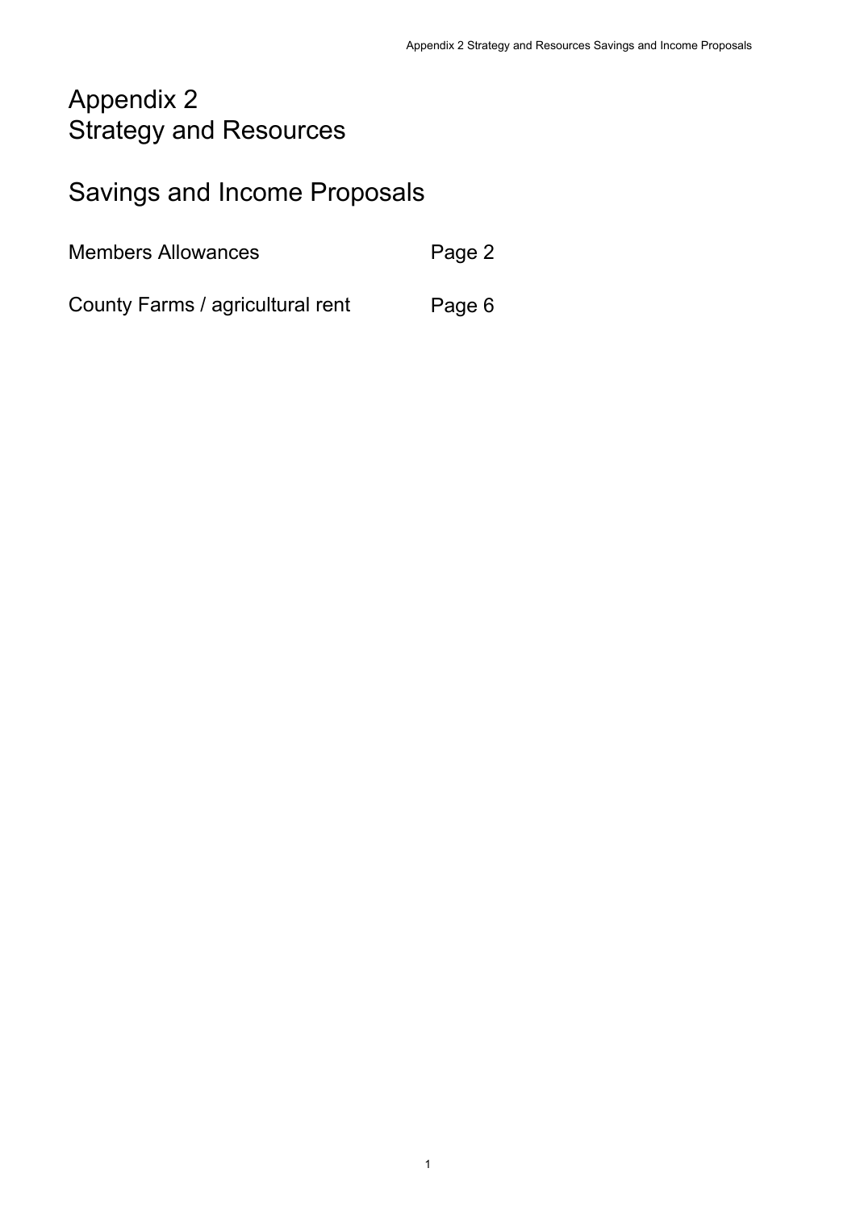# Appendix 2
# Strategy and Resources

## Savings and Income Proposals

| | |
|---|---|
| Members Allowances | Page 2 |
| County Farms / agricultural rent | Page 6 |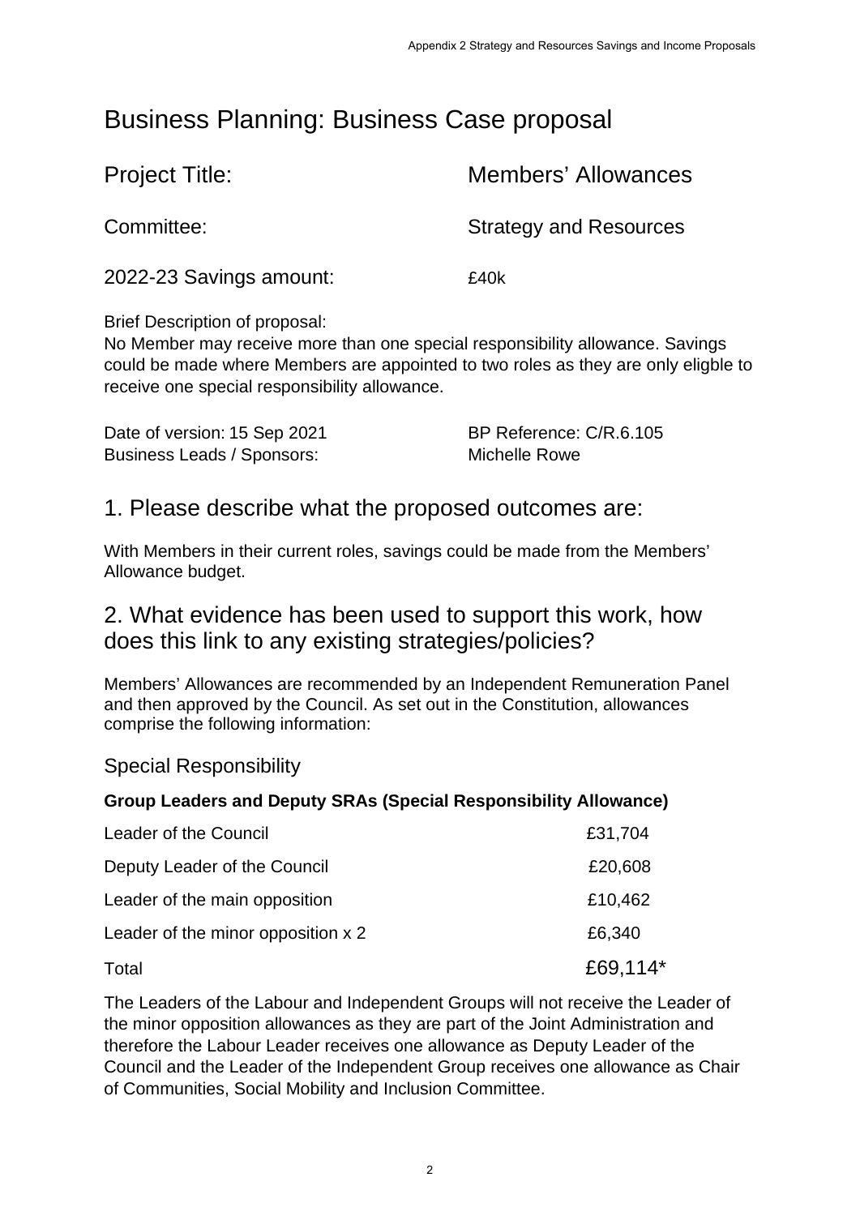# Business Planning: Business Case proposal

| | |
|---|---|
| Project Title: | Members' Allowances |
| Committee: | Strategy and Resources |
| 2022-23 Savings amount: | £40k |

Brief Description of proposal:
No Member may receive more than one special responsibility allowance. Savings could be made where Members are appointed to two roles as they are only eligble to receive one special responsibility allowance.

| | |
|---|---|
| Date of version: 15 Sep 2021 | BP Reference: C/R.6.105 |
| Business Leads / Sponsors: | Michelle Rowe |

## 1. Please describe what the proposed outcomes are:

With Members in their current roles, savings could be made from the Members' Allowance budget.

## 2. What evidence has been used to support this work, how does this link to any existing strategies/policies?

Members' Allowances are recommended by an Independent Remuneration Panel and then approved by the Council. As set out in the Constitution, allowances comprise the following information:

### Special Responsibility

**Group Leaders and Deputy SRAs (Special Responsibility Allowance)**

| | |
|---|---|
| Leader of the Council | £31,704 |
| Deputy Leader of the Council | £20,608 |
| Leader of the main opposition | £10,462 |
| Leader of the minor opposition x 2 | £6,340 |
| Total | £69,114* |

The Leaders of the Labour and Independent Groups will not receive the Leader of the minor opposition allowances as they are part of the Joint Administration and therefore the Labour Leader receives one allowance as Deputy Leader of the Council and the Leader of the Independent Group receives one allowance as Chair of Communities, Social Mobility and Inclusion Committee.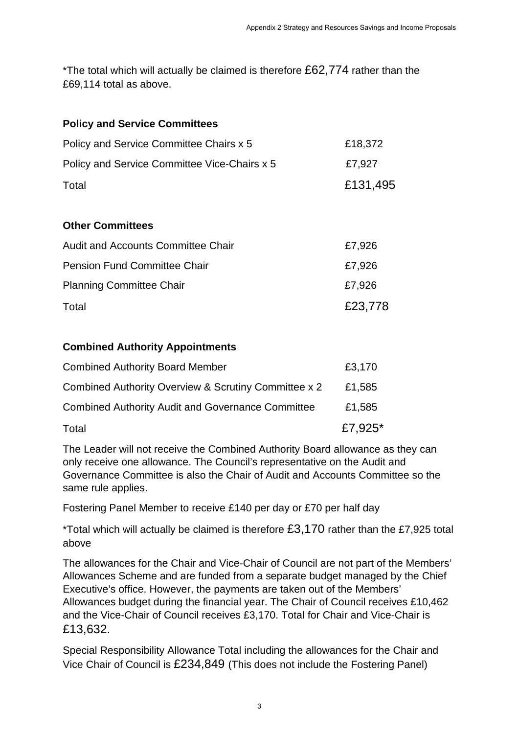*The total which will actually be claimed is therefore £62,774 rather than the £69,114 total as above.

**Policy and Service Committees**

| | |
|---|---|
| Policy and Service Committee Chairs x 5 | £18,372 |
| Policy and Service Committee Vice-Chairs x 5 | £7,927 |
| Total | £131,495 |

**Other Committees**

| | |
|---|---|
| Audit and Accounts Committee Chair | £7,926 |
| Pension Fund Committee Chair | £7,926 |
| Planning Committee Chair | £7,926 |
| Total | £23,778 |

**Combined Authority Appointments**

| | |
|---|---|
| Combined Authority Board Member | £3,170 |
| Combined Authority Overview & Scrutiny Committee x 2 | £1,585 |
| Combined Authority Audit and Governance Committee | £1,585 |
| Total | £7,925* |

The Leader will not receive the Combined Authority Board allowance as they can only receive one allowance. The Council's representative on the Audit and Governance Committee is also the Chair of Audit and Accounts Committee so the same rule applies.

Fostering Panel Member to receive £140 per day or £70 per half day

*Total which will actually be claimed is therefore £3,170 rather than the £7,925 total above

The allowances for the Chair and Vice-Chair of Council are not part of the Members' Allowances Scheme and are funded from a separate budget managed by the Chief Executive's office. However, the payments are taken out of the Members' Allowances budget during the financial year. The Chair of Council receives £10,462 and the Vice-Chair of Council receives £3,170. Total for Chair and Vice-Chair is £13,632.

Special Responsibility Allowance Total including the allowances for the Chair and Vice Chair of Council is £234,849 (This does not include the Fostering Panel)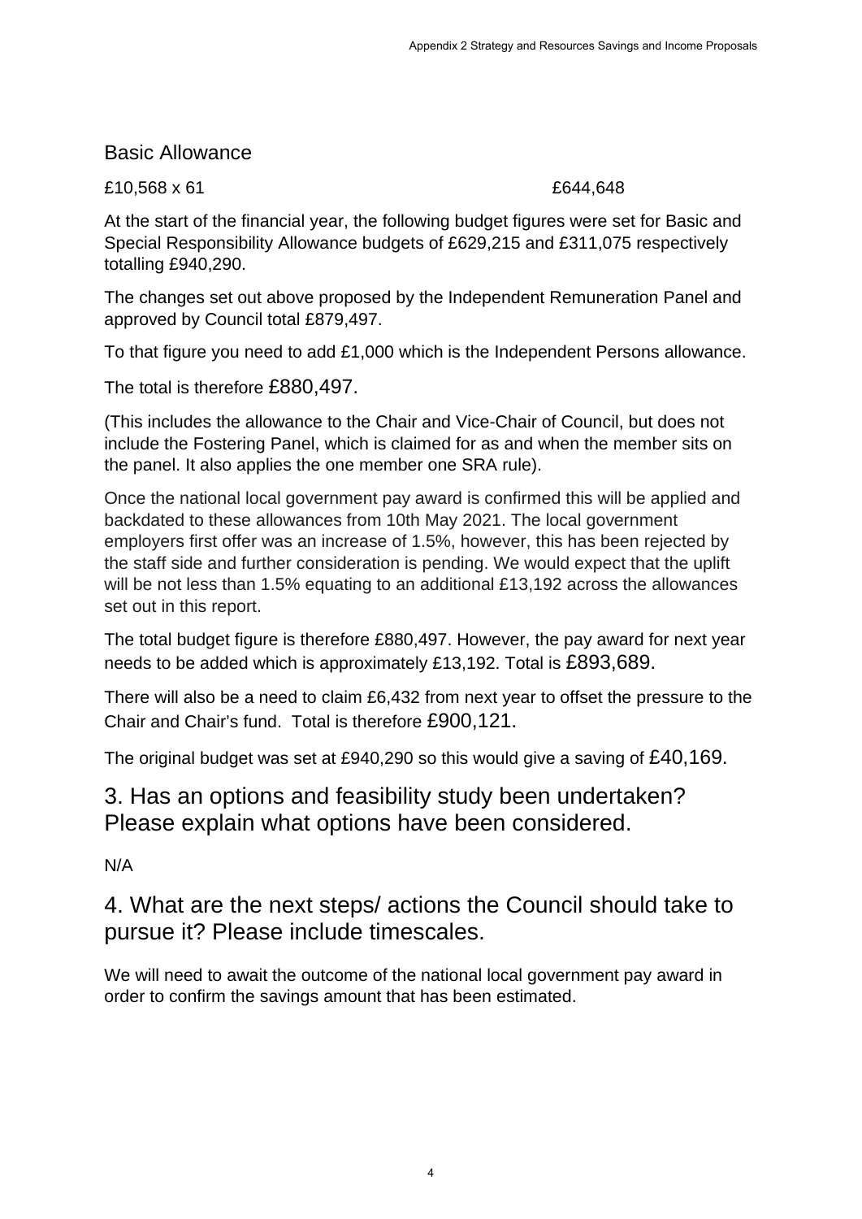Basic Allowance

| £10,568 x 61 | £644,648 |
|---|---|

At the start of the financial year, the following budget figures were set for Basic and Special Responsibility Allowance budgets of £629,215 and £311,075 respectively totalling £940,290.

The changes set out above proposed by the Independent Remuneration Panel and approved by Council total £879,497.

To that figure you need to add £1,000 which is the Independent Persons allowance.

The total is therefore £880,497.

(This includes the allowance to the Chair and Vice-Chair of Council, but does not include the Fostering Panel, which is claimed for as and when the member sits on the panel. It also applies the one member one SRA rule).

Once the national local government pay award is confirmed this will be applied and backdated to these allowances from 10th May 2021. The local government employers first offer was an increase of 1.5%, however, this has been rejected by the staff side and further consideration is pending. We would expect that the uplift will be not less than 1.5% equating to an additional £13,192 across the allowances set out in this report.

The total budget figure is therefore £880,497. However, the pay award for next year needs to be added which is approximately £13,192. Total is £893,689.

There will also be a need to claim £6,432 from next year to offset the pressure to the Chair and Chair's fund. Total is therefore £900,121.

The original budget was set at £940,290 so this would give a saving of £40,169.

## 3. Has an options and feasibility study been undertaken? Please explain what options have been considered.

N/A

## 4. What are the next steps/ actions the Council should take to pursue it? Please include timescales.

We will need to await the outcome of the national local government pay award in order to confirm the savings amount that has been estimated.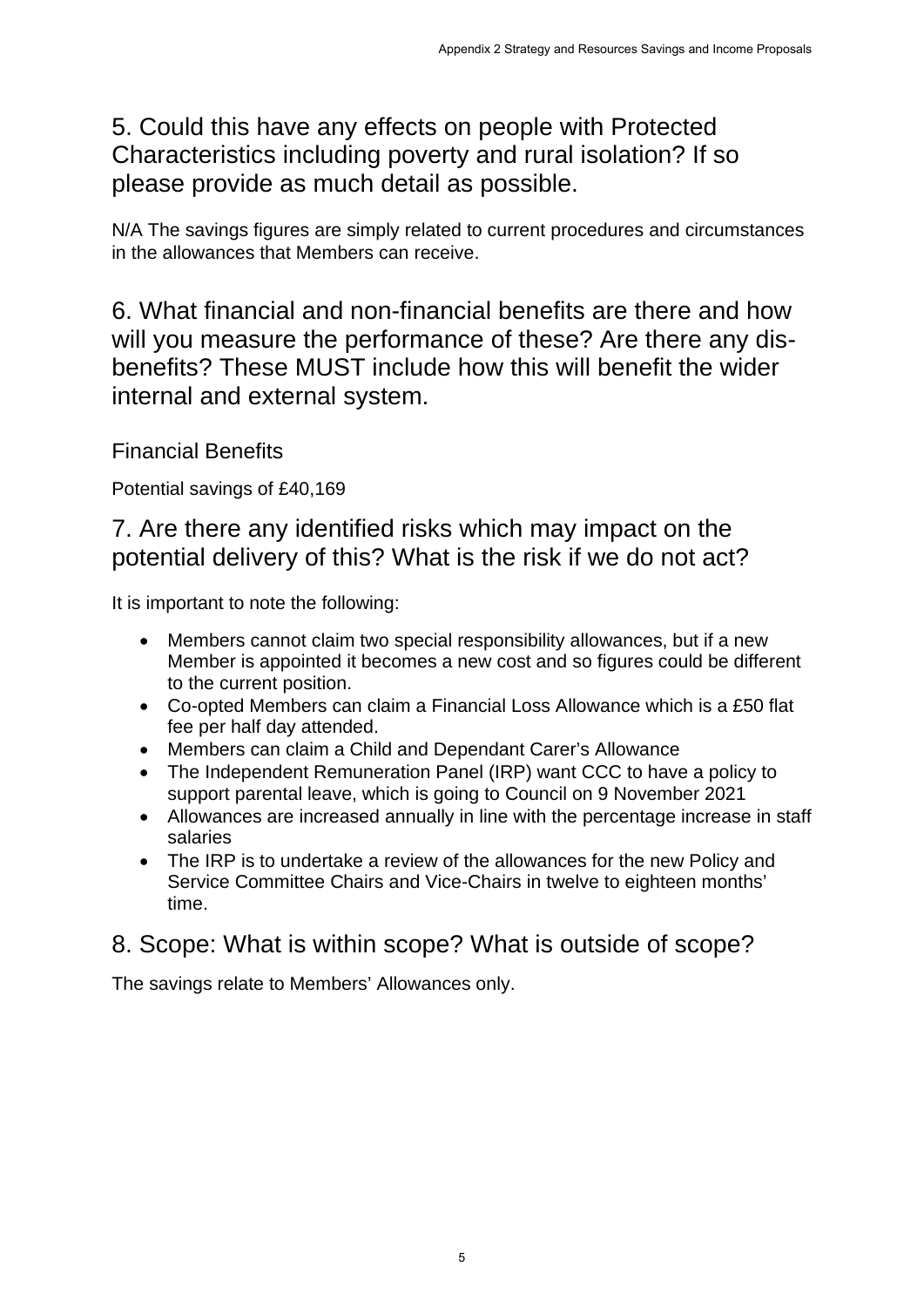## 5. Could this have any effects on people with Protected Characteristics including poverty and rural isolation? If so please provide as much detail as possible.

N/A The savings figures are simply related to current procedures and circumstances in the allowances that Members can receive.

## 6. What financial and non-financial benefits are there and how will you measure the performance of these? Are there any dis-benefits? These MUST include how this will benefit the wider internal and external system.

### Financial Benefits

Potential savings of £40,169

## 7. Are there any identified risks which may impact on the potential delivery of this? What is the risk if we do not act?

It is important to note the following:

- Members cannot claim two special responsibility allowances, but if a new Member is appointed it becomes a new cost and so figures could be different to the current position.
- Co-opted Members can claim a Financial Loss Allowance which is a £50 flat fee per half day attended.
- Members can claim a Child and Dependant Carer's Allowance
- The Independent Remuneration Panel (IRP) want CCC to have a policy to support parental leave, which is going to Council on 9 November 2021
- Allowances are increased annually in line with the percentage increase in staff salaries
- The IRP is to undertake a review of the allowances for the new Policy and Service Committee Chairs and Vice-Chairs in twelve to eighteen months' time.

## 8. Scope: What is within scope? What is outside of scope?

The savings relate to Members' Allowances only.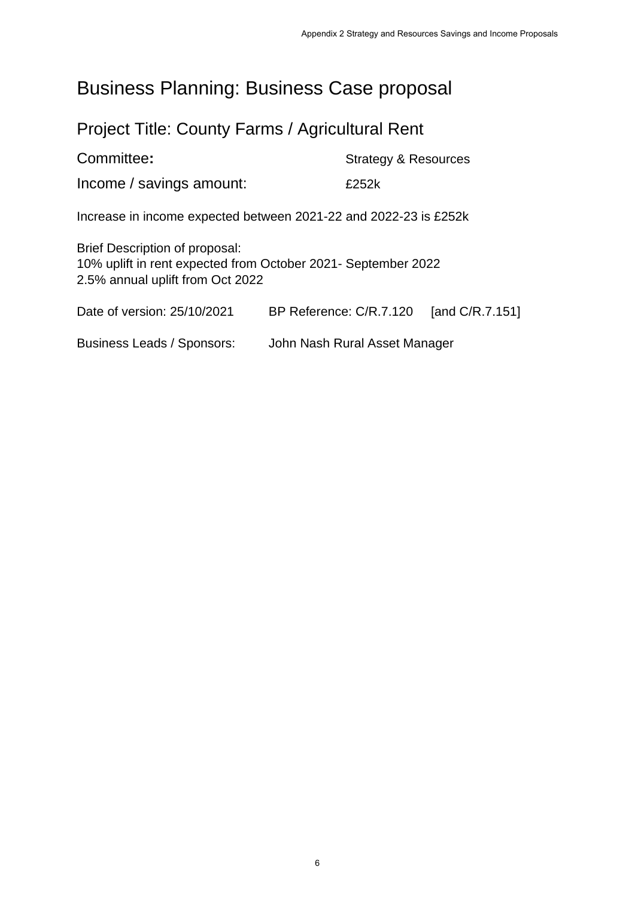# Business Planning: Business Case proposal

## Project Title: County Farms / Agricultural Rent

Committee**:** Strategy & Resources

Income / savings amount: £252k

Increase in income expected between 2021-22 and 2022-23 is £252k

Brief Description of proposal:
10% uplift in rent expected from October 2021- September 2022
2.5% annual uplift from Oct 2022

Date of version: 25/10/2021 BP Reference: C/R.7.120 [and C/R.7.151]

Business Leads / Sponsors: John Nash Rural Asset Manager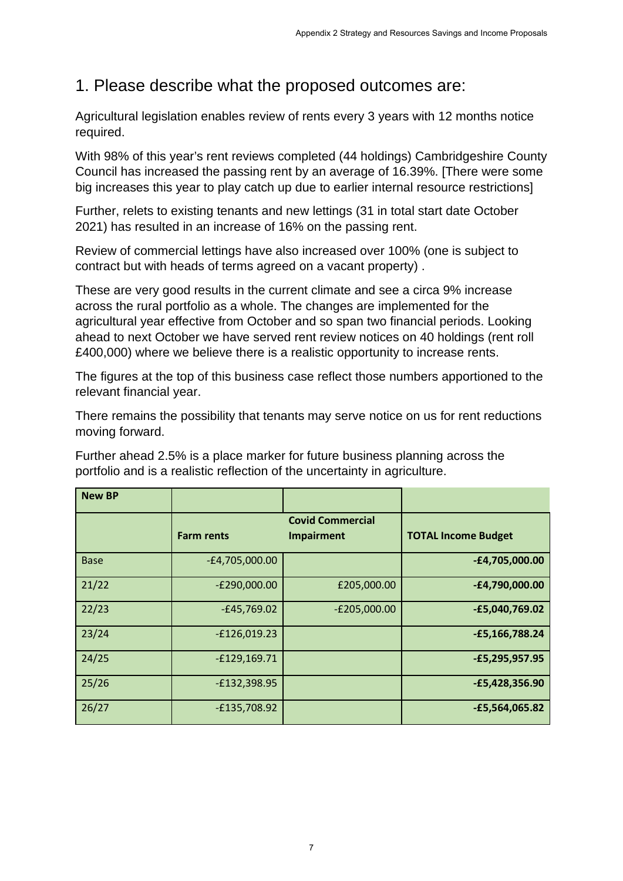## 1. Please describe what the proposed outcomes are:

Agricultural legislation enables review of rents every 3 years with 12 months notice required.

With 98% of this year's rent reviews completed (44 holdings) Cambridgeshire County Council has increased the passing rent by an average of 16.39%. [There were some big increases this year to play catch up due to earlier internal resource restrictions]

Further, relets to existing tenants and new lettings (31 in total start date October 2021) has resulted in an increase of 16% on the passing rent.

Review of commercial lettings have also increased over 100% (one is subject to contract but with heads of terms agreed on a vacant property) .

These are very good results in the current climate and see a circa 9% increase across the rural portfolio as a whole. The changes are implemented for the agricultural year effective from October and so span two financial periods. Looking ahead to next October we have served rent review notices on 40 holdings (rent roll £400,000) where we believe there is a realistic opportunity to increase rents.

The figures at the top of this business case reflect those numbers apportioned to the relevant financial year.

There remains the possibility that tenants may serve notice on us for rent reductions moving forward.

Further ahead 2.5% is a place marker for future business planning across the portfolio and is a realistic reflection of the uncertainty in agriculture.

| **New BP** | | | |
|---|---|---|---|
| | **Farm rents** | **Covid Commercial Impairment** | **TOTAL Income Budget** |
| Base | -£4,705,000.00 | | **-£4,705,000.00** |
| 21/22 | -£290,000.00 | £205,000.00 | **-£4,790,000.00** |
| 22/23 | -£45,769.02 | -£205,000.00 | **-£5,040,769.02** |
| 23/24 | -£126,019.23 | | **-£5,166,788.24** |
| 24/25 | -£129,169.71 | | **-£5,295,957.95** |
| 25/26 | -£132,398.95 | | **-£5,428,356.90** |
| 26/27 | -£135,708.92 | | **-£5,564,065.82** |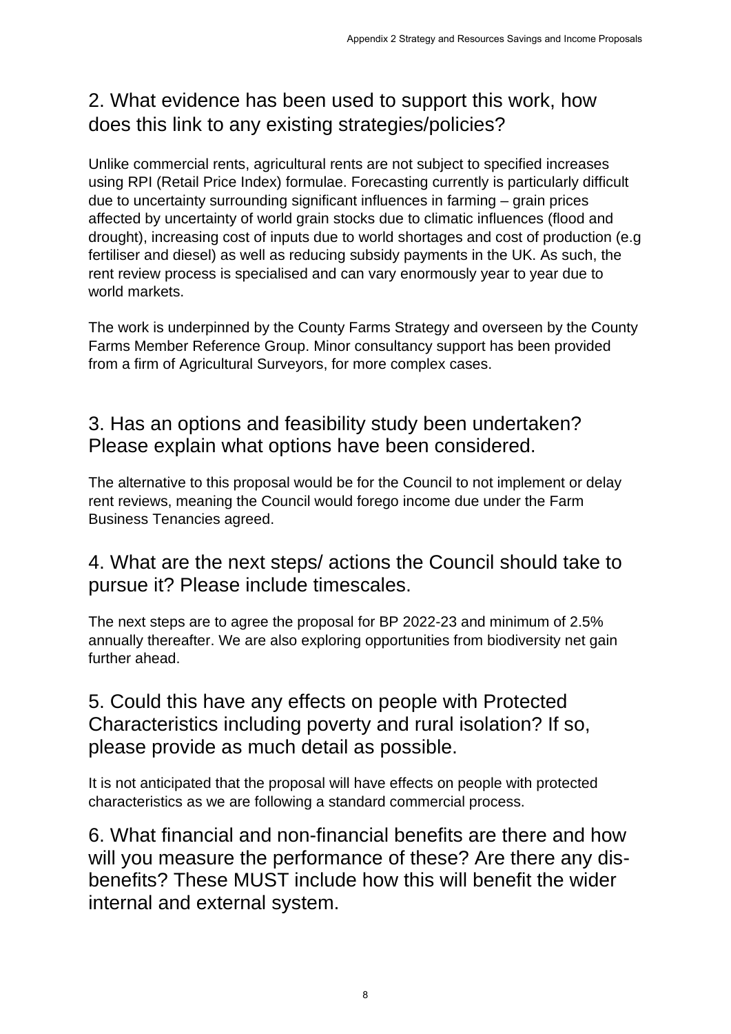## 2. What evidence has been used to support this work, how does this link to any existing strategies/policies?

Unlike commercial rents, agricultural rents are not subject to specified increases using RPI (Retail Price Index) formulae. Forecasting currently is particularly difficult due to uncertainty surrounding significant influences in farming – grain prices affected by uncertainty of world grain stocks due to climatic influences (flood and drought), increasing cost of inputs due to world shortages and cost of production (e.g fertiliser and diesel) as well as reducing subsidy payments in the UK. As such, the rent review process is specialised and can vary enormously year to year due to world markets.

The work is underpinned by the County Farms Strategy and overseen by the County Farms Member Reference Group. Minor consultancy support has been provided from a firm of Agricultural Surveyors, for more complex cases.

## 3. Has an options and feasibility study been undertaken? Please explain what options have been considered.

The alternative to this proposal would be for the Council to not implement or delay rent reviews, meaning the Council would forego income due under the Farm Business Tenancies agreed.

## 4. What are the next steps/ actions the Council should take to pursue it? Please include timescales.

The next steps are to agree the proposal for BP 2022-23 and minimum of 2.5% annually thereafter. We are also exploring opportunities from biodiversity net gain further ahead.

## 5. Could this have any effects on people with Protected Characteristics including poverty and rural isolation? If so, please provide as much detail as possible.

It is not anticipated that the proposal will have effects on people with protected characteristics as we are following a standard commercial process.

## 6. What financial and non-financial benefits are there and how will you measure the performance of these? Are there any dis-benefits? These MUST include how this will benefit the wider internal and external system.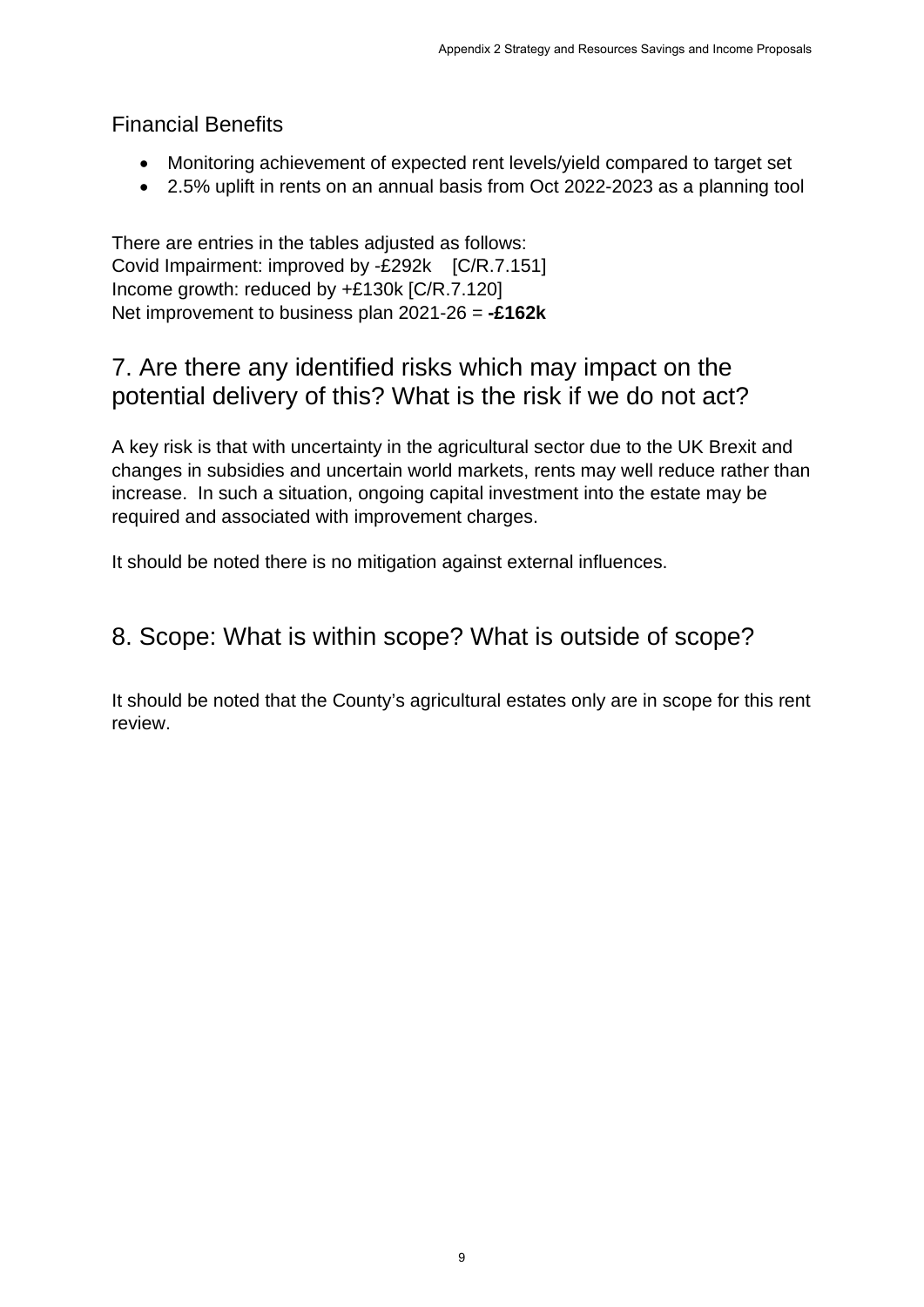## Financial Benefits

- Monitoring achievement of expected rent levels/yield compared to target set
- 2.5% uplift in rents on an annual basis from Oct 2022-2023 as a planning tool

There are entries in the tables adjusted as follows:
Covid Impairment: improved by -£292k [C/R.7.151]
Income growth: reduced by +£130k [C/R.7.120]
Net improvement to business plan 2021-26 = **-£162k**

## 7. Are there any identified risks which may impact on the potential delivery of this? What is the risk if we do not act?

A key risk is that with uncertainty in the agricultural sector due to the UK Brexit and changes in subsidies and uncertain world markets, rents may well reduce rather than increase. In such a situation, ongoing capital investment into the estate may be required and associated with improvement charges.

It should be noted there is no mitigation against external influences.

## 8. Scope: What is within scope? What is outside of scope?

It should be noted that the County's agricultural estates only are in scope for this rent review.